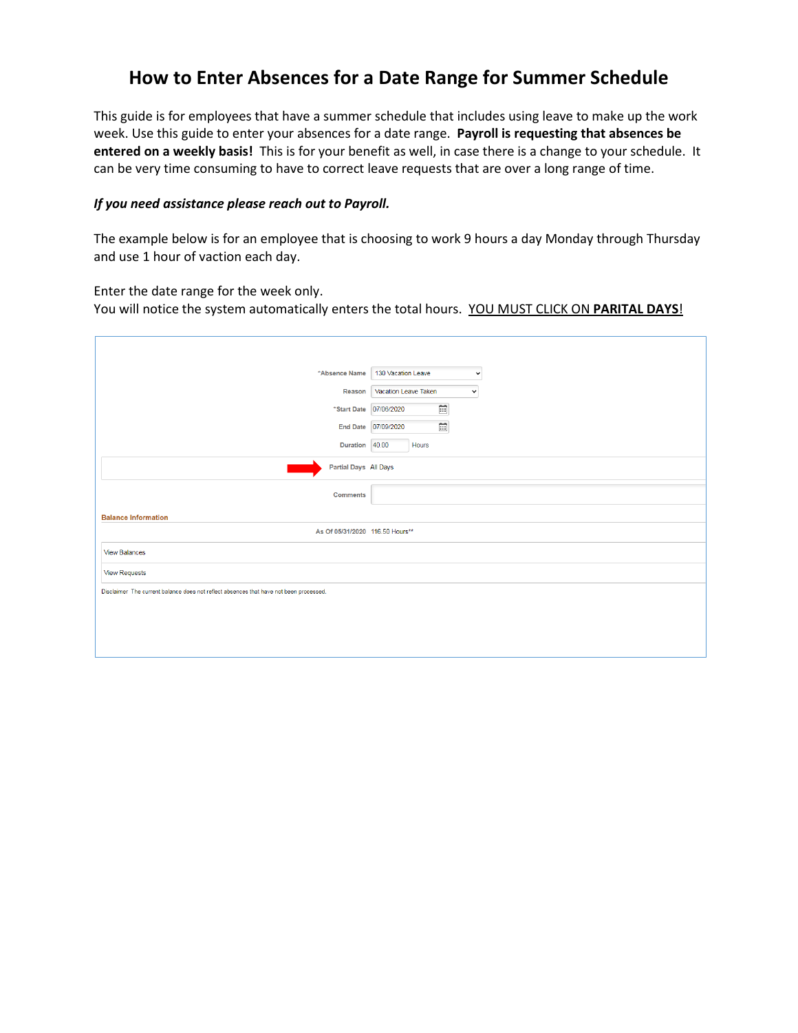# How to Enter Absences for a Date Range for Summer Schedule

This guide is for employees that have a summer schedule that includes using leave to make up the work week. Use this guide to enter your absences for a date range. **Payroll is requesting that absences be entered on a weekly basis!** This is for your benefit as well, in case there is a change to your schedule. It can be very time consuming to have to correct leave requests that are over a long range of time.

***If you need assistance please reach out to Payroll.***

The example below is for an employee that is choosing to work 9 hours a day Monday through Thursday and use 1 hour of vaction each day.

Enter the date range for the week only.
You will notice the system automatically enters the total hours. <u>YOU MUST CLICK ON **PARITAL DAYS**!</u>

*Absence Name: 130 Vacation Leave

Reason: Vacation Leave Taken

*Start Date: 07/06/2020

End Date: 07/09/2020

Duration: 40.00 Hours

Partial Days: All Days

Comments:

**Balance Information**

As Of 05/31/2020: 116.50 Hours**

View Balances

View Requests

Disclaimer: The current balance does not reflect absences that have not been processed.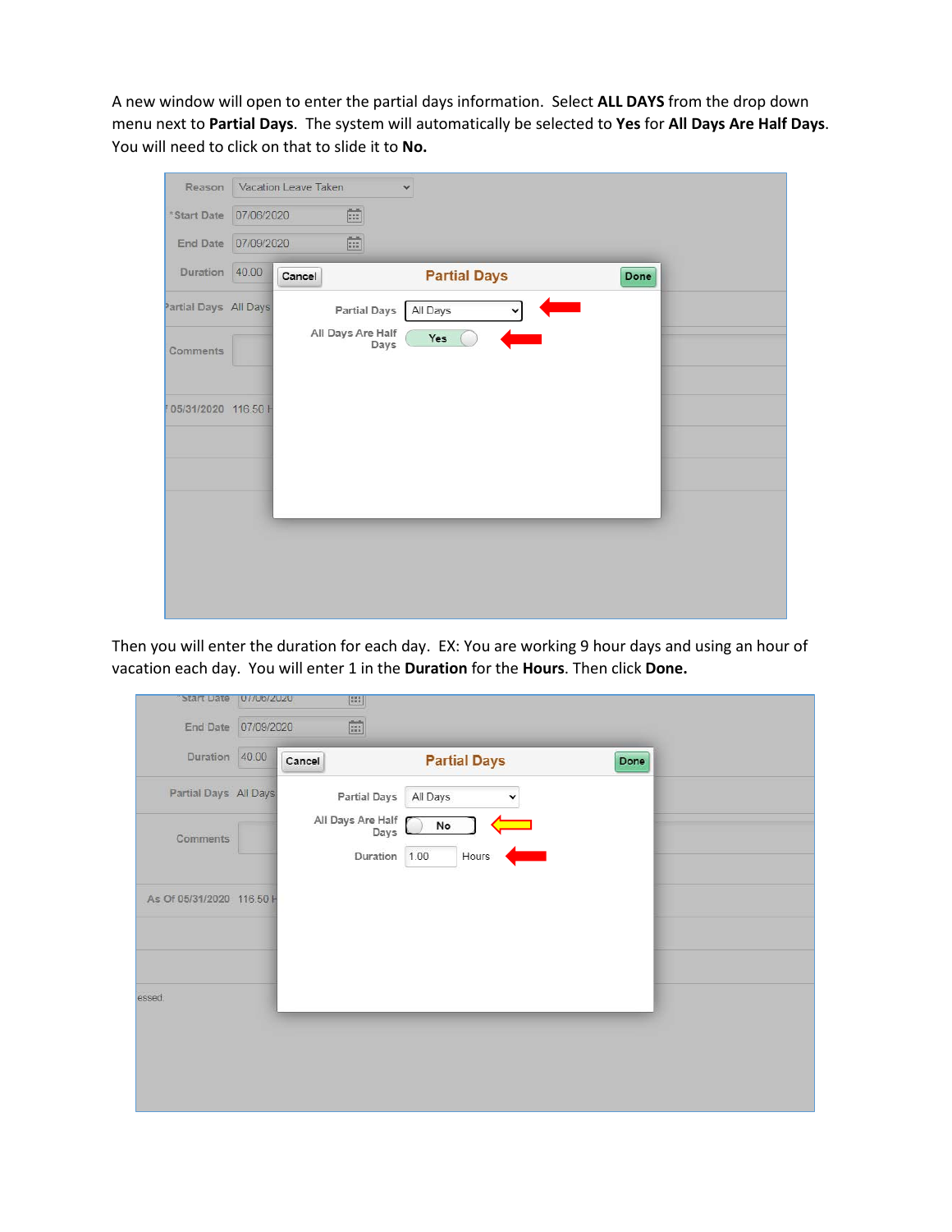A new window will open to enter the partial days information. Select **ALL DAYS** from the drop down menu next to **Partial Days**. The system will automatically be selected to **Yes** for **All Days Are Half Days**. You will need to click on that to slide it to **No.**

Then you will enter the duration for each day. EX: You are working 9 hour days and using an hour of vacation each day. You will enter 1 in the **Duration** for the **Hours**. Then click **Done.**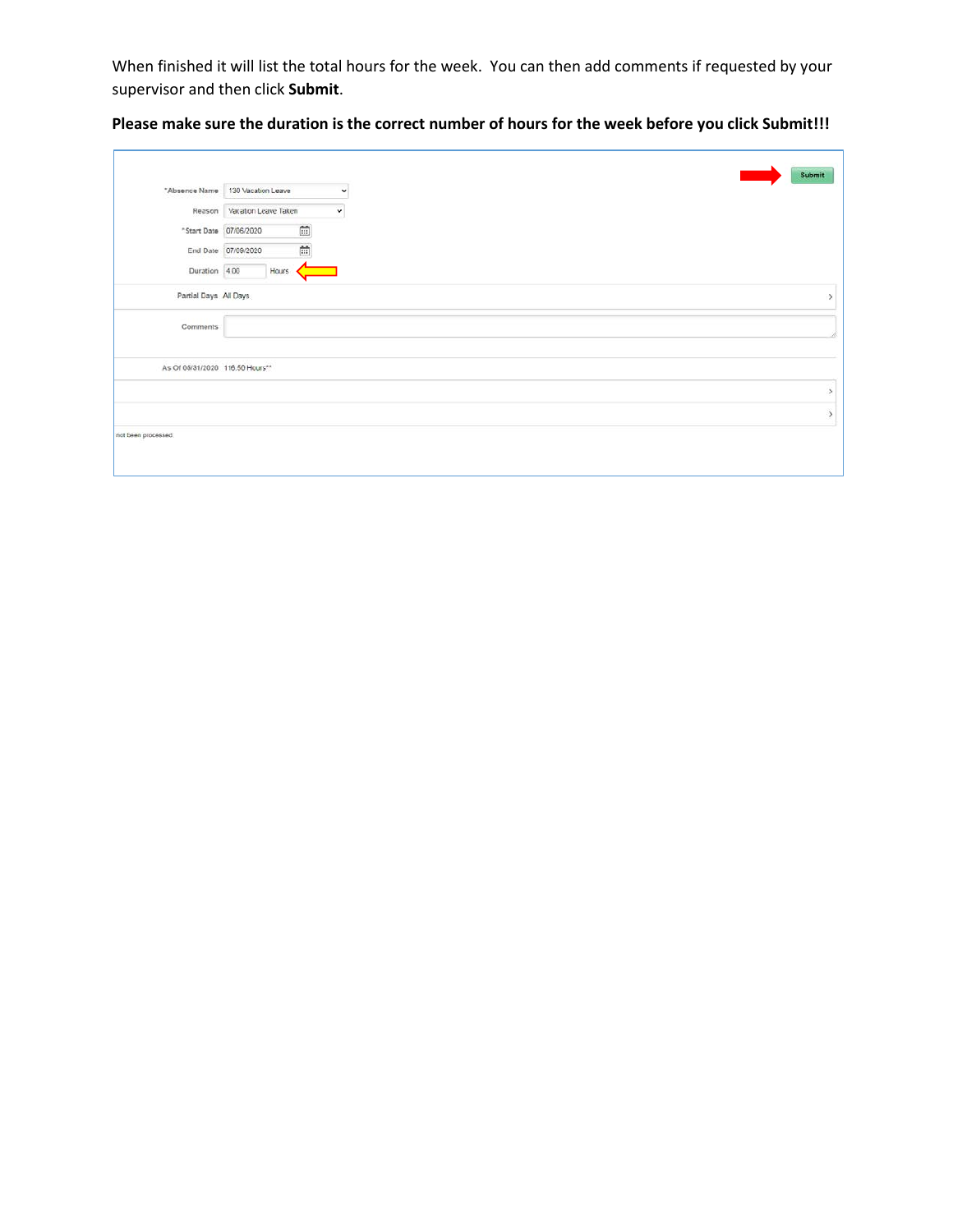When finished it will list the total hours for the week. You can then add comments if requested by your supervisor and then click **Submit**.

**Please make sure the duration is the correct number of hours for the week before you click Submit!!!**

Submit

*Absence Name 130 Vacation Leave

Reason Vacation Leave Taken

*Start Date 07/06/2020

End Date 07/09/2020

Duration 4.00 Hours

Partial Days All Days

Comments

As Of 08/31/2020 116.50 Hours**

not been processed.